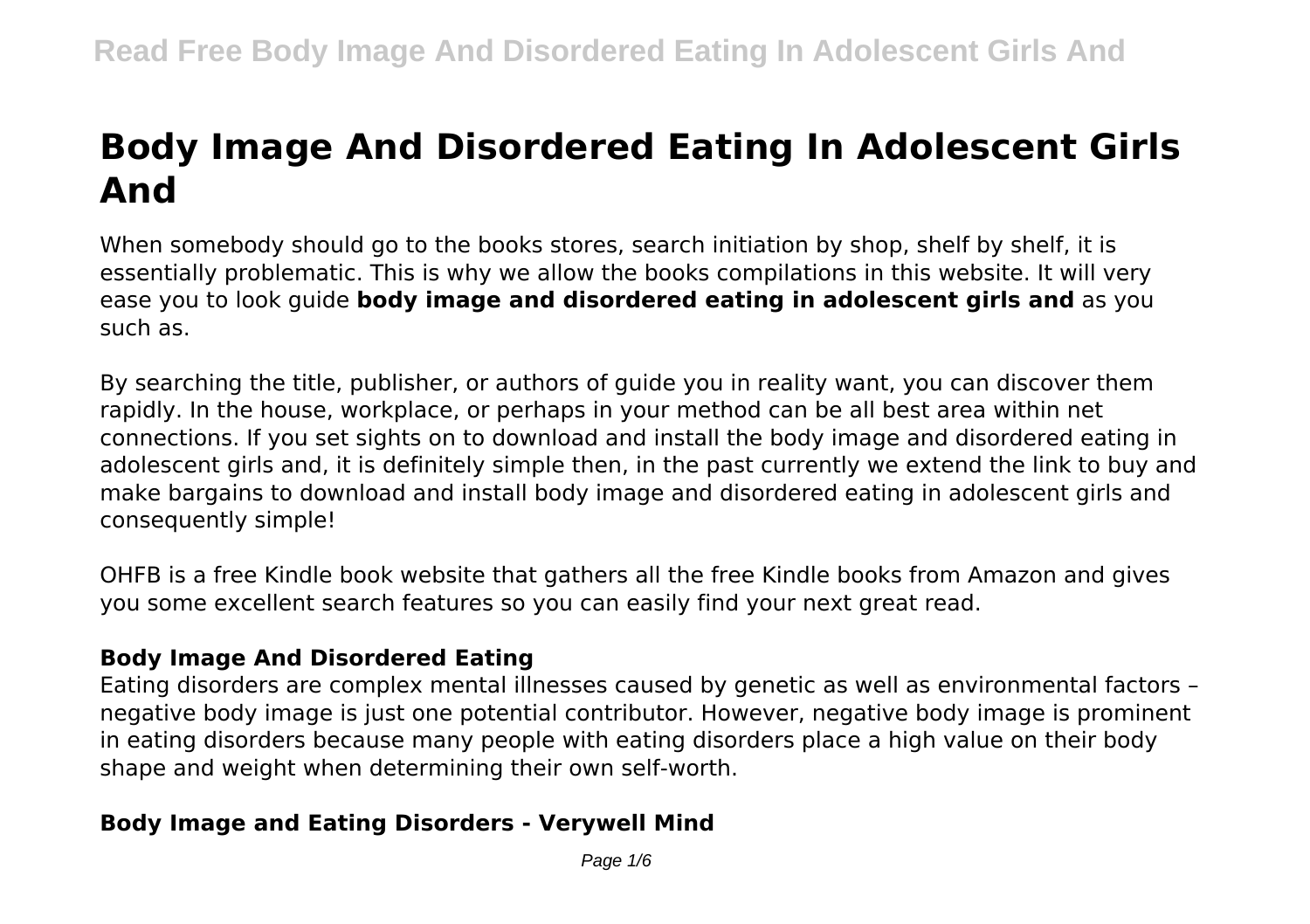# Body Image And Disordered Eating In Adolescent Girls And

When somebody should go to the books stores, search initiation by shop, shelf by shelf, it is essentially problematic. This is why we allow the books compilations in this website. It will very ease you to look guide **body image and disordered eating in adolescent girls and** as you such as.

By searching the title, publisher, or authors of guide you in reality want, you can discover them rapidly. In the house, workplace, or perhaps in your method can be all best area within net connections. If you set sights on to download and install the body image and disordered eating in adolescent girls and, it is definitely simple then, in the past currently we extend the link to buy and make bargains to download and install body image and disordered eating in adolescent girls and consequently simple!

OHFB is a free Kindle book website that gathers all the free Kindle books from Amazon and gives you some excellent search features so you can easily find your next great read.

### Body Image And Disordered Eating

Eating disorders are complex mental illnesses caused by genetic as well as environmental factors – negative body image is just one potential contributor. However, negative body image is prominent in eating disorders because many people with eating disorders place a high value on their body shape and weight when determining their own self-worth.

### Body Image and Eating Disorders - Verywell Mind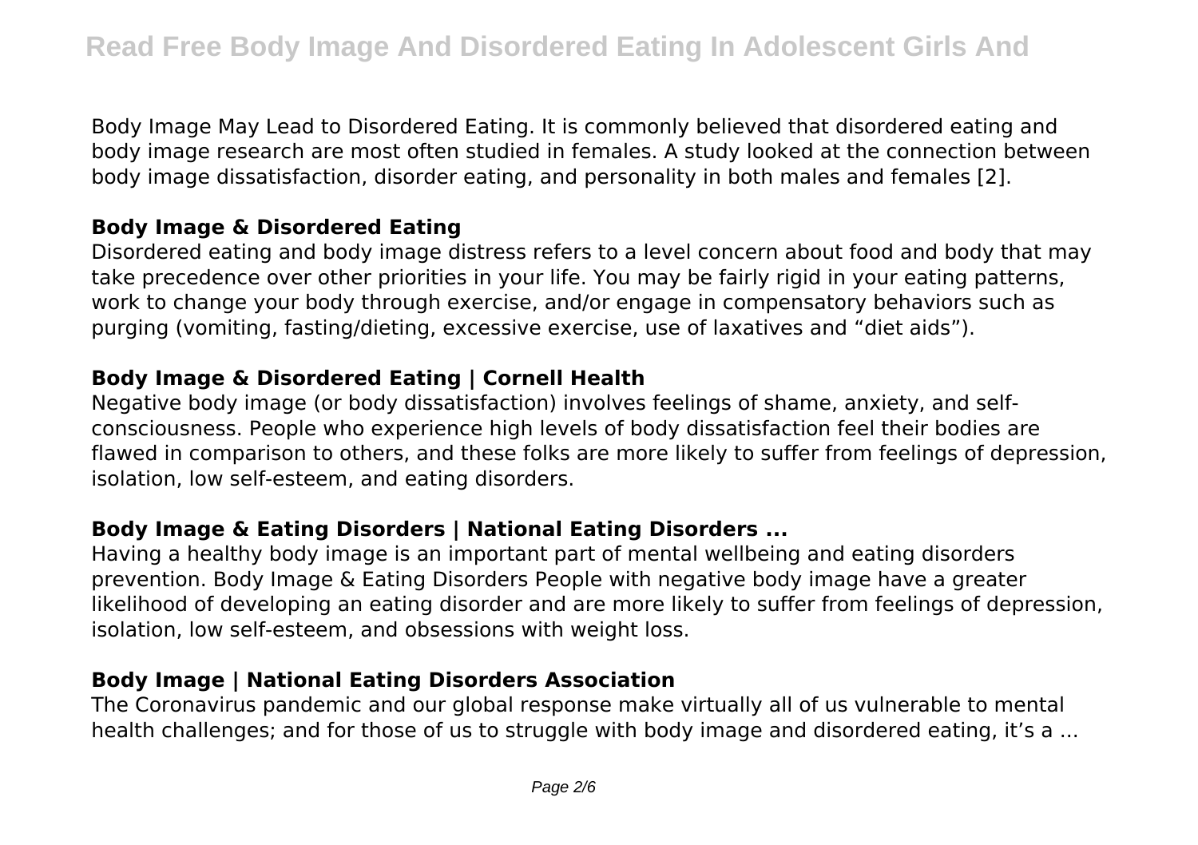Body Image May Lead to Disordered Eating. It is commonly believed that disordered eating and body image research are most often studied in females. A study looked at the connection between body image dissatisfaction, disorder eating, and personality in both males and females [2].

## Body Image & Disordered Eating

Disordered eating and body image distress refers to a level concern about food and body that may take precedence over other priorities in your life. You may be fairly rigid in your eating patterns, work to change your body through exercise, and/or engage in compensatory behaviors such as purging (vomiting, fasting/dieting, excessive exercise, use of laxatives and "diet aids").

## Body Image & Disordered Eating | Cornell Health

Negative body image (or body dissatisfaction) involves feelings of shame, anxiety, and self-consciousness. People who experience high levels of body dissatisfaction feel their bodies are flawed in comparison to others, and these folks are more likely to suffer from feelings of depression, isolation, low self-esteem, and eating disorders.

## Body Image & Eating Disorders | National Eating Disorders ...

Having a healthy body image is an important part of mental wellbeing and eating disorders prevention. Body Image & Eating Disorders People with negative body image have a greater likelihood of developing an eating disorder and are more likely to suffer from feelings of depression, isolation, low self-esteem, and obsessions with weight loss.

## Body Image | National Eating Disorders Association

The Coronavirus pandemic and our global response make virtually all of us vulnerable to mental health challenges; and for those of us to struggle with body image and disordered eating, it's a ...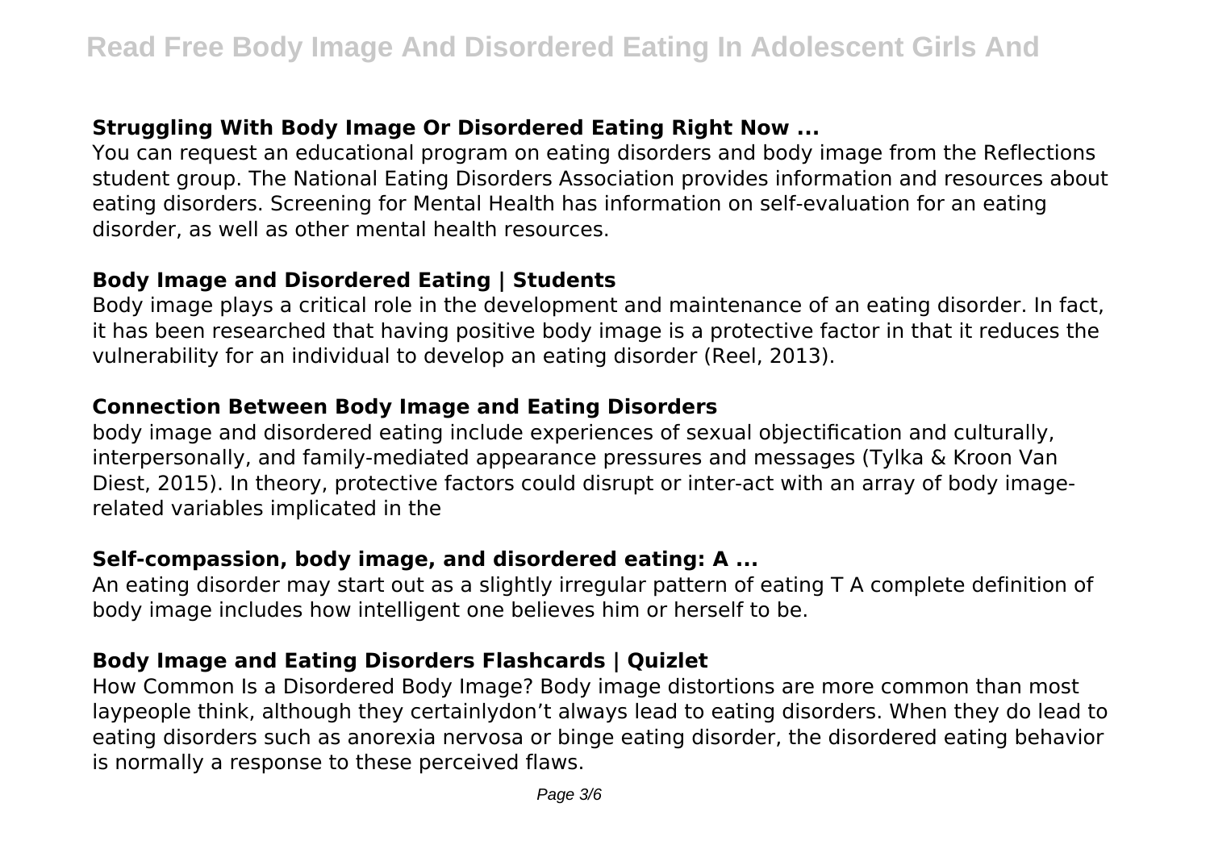### Struggling With Body Image Or Disordered Eating Right Now ...

You can request an educational program on eating disorders and body image from the Reflections student group. The National Eating Disorders Association provides information and resources about eating disorders. Screening for Mental Health has information on self-evaluation for an eating disorder, as well as other mental health resources.

### Body Image and Disordered Eating | Students

Body image plays a critical role in the development and maintenance of an eating disorder. In fact, it has been researched that having positive body image is a protective factor in that it reduces the vulnerability for an individual to develop an eating disorder (Reel, 2013).

### Connection Between Body Image and Eating Disorders

body image and disordered eating include experiences of sexual objectification and culturally, interpersonally, and family-mediated appearance pressures and messages (Tylka & Kroon Van Diest, 2015). In theory, protective factors could disrupt or inter-act with an array of body image-related variables implicated in the

### Self-compassion, body image, and disordered eating: A ...

An eating disorder may start out as a slightly irregular pattern of eating T A complete definition of body image includes how intelligent one believes him or herself to be.

### Body Image and Eating Disorders Flashcards | Quizlet

How Common Is a Disordered Body Image? Body image distortions are more common than most laypeople think, although they certainlydon't always lead to eating disorders. When they do lead to eating disorders such as anorexia nervosa or binge eating disorder, the disordered eating behavior is normally a response to these perceived flaws.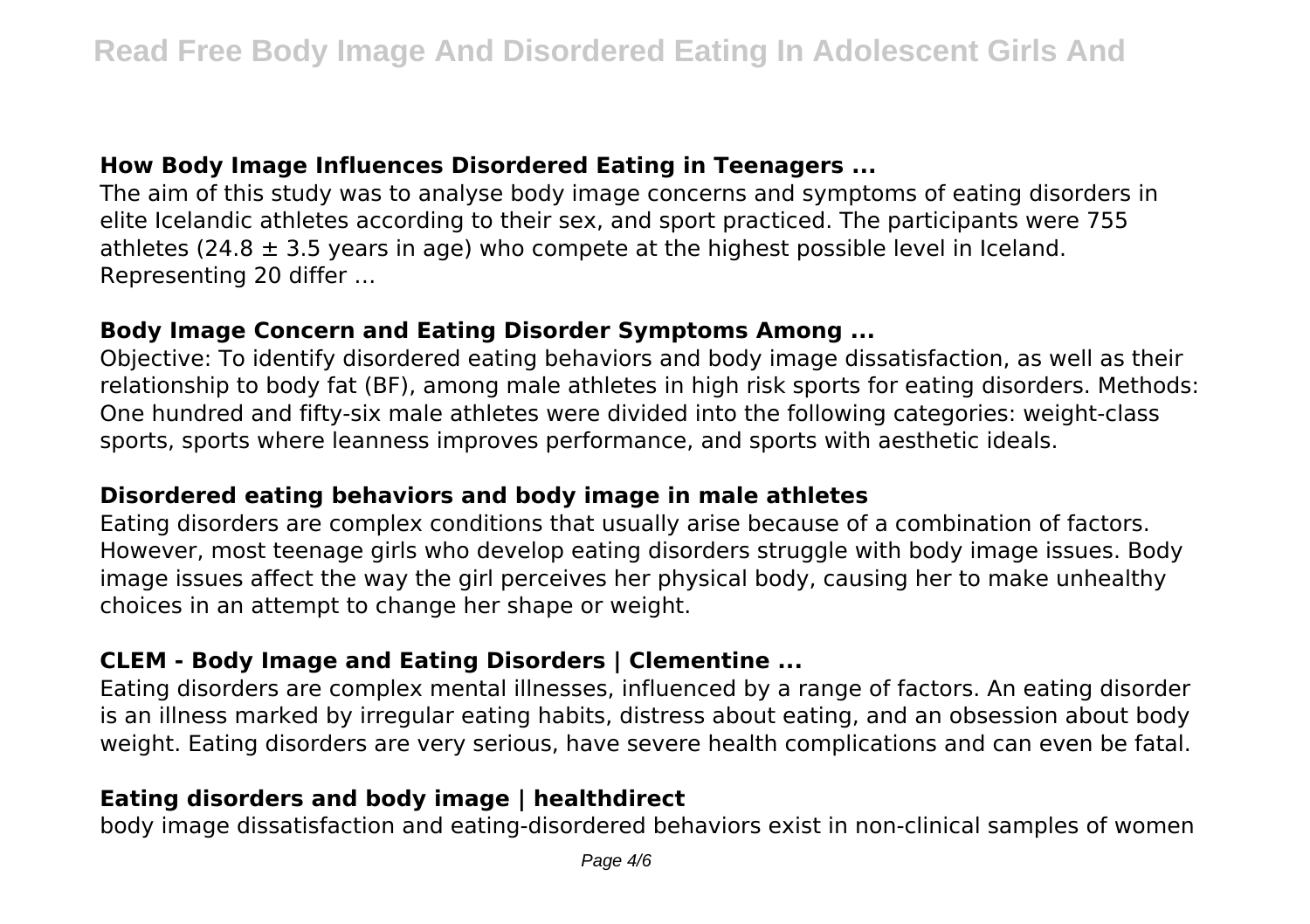### How Body Image Influences Disordered Eating in Teenagers ...

The aim of this study was to analyse body image concerns and symptoms of eating disorders in elite Icelandic athletes according to their sex, and sport practiced. The participants were 755 athletes ($24.8 \pm 3.5$ years in age) who compete at the highest possible level in Iceland. Representing 20 differ ...

### Body Image Concern and Eating Disorder Symptoms Among ...

Objective: To identify disordered eating behaviors and body image dissatisfaction, as well as their relationship to body fat (BF), among male athletes in high risk sports for eating disorders. Methods: One hundred and fifty-six male athletes were divided into the following categories: weight-class sports, sports where leanness improves performance, and sports with aesthetic ideals.

### Disordered eating behaviors and body image in male athletes

Eating disorders are complex conditions that usually arise because of a combination of factors. However, most teenage girls who develop eating disorders struggle with body image issues. Body image issues affect the way the girl perceives her physical body, causing her to make unhealthy choices in an attempt to change her shape or weight.

### CLEM - Body Image and Eating Disorders | Clementine ...

Eating disorders are complex mental illnesses, influenced by a range of factors. An eating disorder is an illness marked by irregular eating habits, distress about eating, and an obsession about body weight. Eating disorders are very serious, have severe health complications and can even be fatal.

### Eating disorders and body image | healthdirect

body image dissatisfaction and eating-disordered behaviors exist in non-clinical samples of women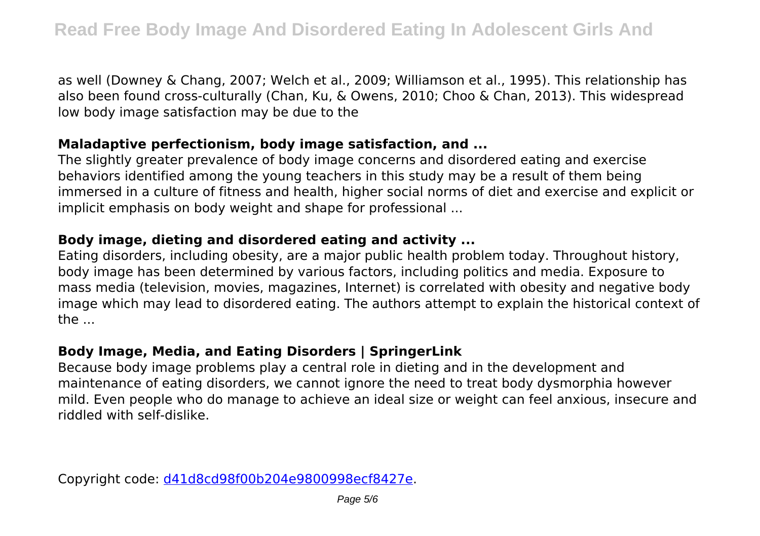as well (Downey & Chang, 2007; Welch et al., 2009; Williamson et al., 1995). This relationship has also been found cross-culturally (Chan, Ku, & Owens, 2010; Choo & Chan, 2013). This widespread low body image satisfaction may be due to the

**Maladaptive perfectionism, body image satisfaction, and ...**

The slightly greater prevalence of body image concerns and disordered eating and exercise behaviors identified among the young teachers in this study may be a result of them being immersed in a culture of fitness and health, higher social norms of diet and exercise and explicit or implicit emphasis on body weight and shape for professional ...

**Body image, dieting and disordered eating and activity ...**

Eating disorders, including obesity, are a major public health problem today. Throughout history, body image has been determined by various factors, including politics and media. Exposure to mass media (television, movies, magazines, Internet) is correlated with obesity and negative body image which may lead to disordered eating. The authors attempt to explain the historical context of the ...

**Body Image, Media, and Eating Disorders | SpringerLink**

Because body image problems play a central role in dieting and in the development and maintenance of eating disorders, we cannot ignore the need to treat body dysmorphia however mild. Even people who do manage to achieve an ideal size or weight can feel anxious, insecure and riddled with self-dislike.

Copyright code: d41d8cd98f00b204e9800998ecf8427e.